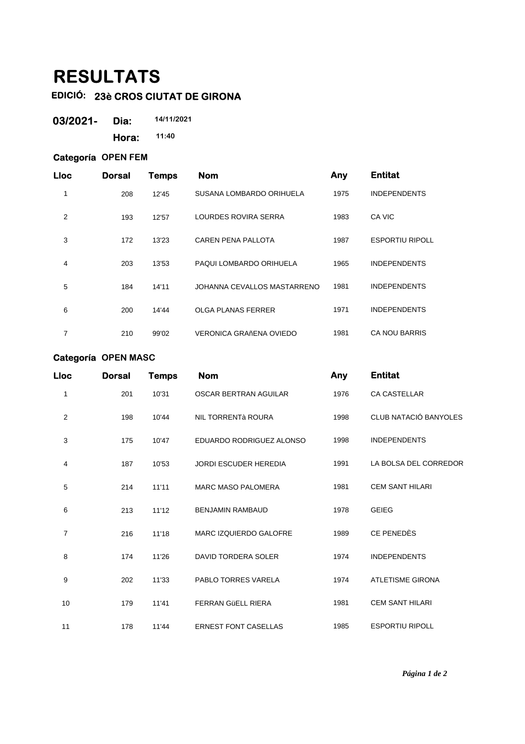# RESULTATS

**EDICIÓ: 23è CROS CIUTAT DE GIRONA**

**03/2021- Dia:** 14/11/2021

**Hora:** 11:40

### Categoría OPEN FEM

| Lloc | Dorsal | Temps | Nom | Any | Entitat |
|---|---|---|---|---|---|
| 1 | 208 | 12'45 | SUSANA LOMBARDO ORIHUELA | 1975 | INDEPENDENTS |
| 2 | 193 | 12'57 | LOURDES ROVIRA SERRA | 1983 | CA VIC |
| 3 | 172 | 13'23 | CAREN PENA PALLOTA | 1987 | ESPORTIU RIPOLL |
| 4 | 203 | 13'53 | PAQUI LOMBARDO ORIHUELA | 1965 | INDEPENDENTS |
| 5 | 184 | 14'11 | JOHANNA CEVALLOS MASTARRENO | 1981 | INDEPENDENTS |
| 6 | 200 | 14'44 | OLGA PLANAS FERRER | 1971 | INDEPENDENTS |
| 7 | 210 | 99'02 | VERONICA GRAñENA OVIEDO | 1981 | CA NOU BARRIS |

### Categoría OPEN MASC

| Lloc | Dorsal | Temps | Nom | Any | Entitat |
|---|---|---|---|---|---|
| 1 | 201 | 10'31 | OSCAR BERTRAN AGUILAR | 1976 | CA CASTELLAR |
| 2 | 198 | 10'44 | NIL TORRENTà ROURA | 1998 | CLUB NATACIÓ BANYOLES |
| 3 | 175 | 10'47 | EDUARDO RODRIGUEZ ALONSO | 1998 | INDEPENDENTS |
| 4 | 187 | 10'53 | JORDI ESCUDER HEREDIA | 1991 | LA BOLSA DEL CORREDOR |
| 5 | 214 | 11'11 | MARC MASO PALOMERA | 1981 | CEM SANT HILARI |
| 6 | 213 | 11'12 | BENJAMIN RAMBAUD | 1978 | GEIEG |
| 7 | 216 | 11'18 | MARC IZQUIERDO GALOFRE | 1989 | CE PENEDÈS |
| 8 | 174 | 11'26 | DAVID TORDERA SOLER | 1974 | INDEPENDENTS |
| 9 | 202 | 11'33 | PABLO TORRES VARELA | 1974 | ATLETISME GIRONA |
| 10 | 179 | 11'41 | FERRAN GüELL RIERA | 1981 | CEM SANT HILARI |
| 11 | 178 | 11'44 | ERNEST FONT CASELLAS | 1985 | ESPORTIU RIPOLL |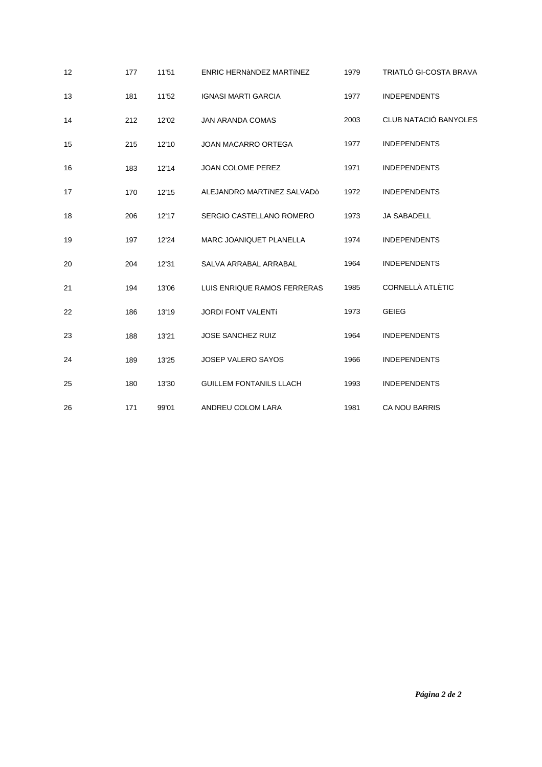| | | | | | |
|---|---|---|---|---|---|
| 12 | 177 | 11'51 | ENRIC HERNàNDEZ MARTíNEZ | 1979 | TRIATLÓ GI-COSTA BRAVA |
| 13 | 181 | 11'52 | IGNASI MARTI GARCIA | 1977 | INDEPENDENTS |
| 14 | 212 | 12'02 | JAN ARANDA COMAS | 2003 | CLUB NATACIÓ BANYOLES |
| 15 | 215 | 12'10 | JOAN MACARRO ORTEGA | 1977 | INDEPENDENTS |
| 16 | 183 | 12'14 | JOAN COLOME PEREZ | 1971 | INDEPENDENTS |
| 17 | 170 | 12'15 | ALEJANDRO MARTíNEZ SALVADò | 1972 | INDEPENDENTS |
| 18 | 206 | 12'17 | SERGIO CASTELLANO ROMERO | 1973 | JA SABADELL |
| 19 | 197 | 12'24 | MARC JOANIQUET PLANELLA | 1974 | INDEPENDENTS |
| 20 | 204 | 12'31 | SALVA ARRABAL ARRABAL | 1964 | INDEPENDENTS |
| 21 | 194 | 13'06 | LUIS ENRIQUE RAMOS FERRERAS | 1985 | CORNELLÀ ATLÈTIC |
| 22 | 186 | 13'19 | JORDI FONT VALENTí | 1973 | GEIEG |
| 23 | 188 | 13'21 | JOSE SANCHEZ RUIZ | 1964 | INDEPENDENTS |
| 24 | 189 | 13'25 | JOSEP VALERO SAYOS | 1966 | INDEPENDENTS |
| 25 | 180 | 13'30 | GUILLEM FONTANILS LLACH | 1993 | INDEPENDENTS |
| 26 | 171 | 99'01 | ANDREU COLOM LARA | 1981 | CA NOU BARRIS |